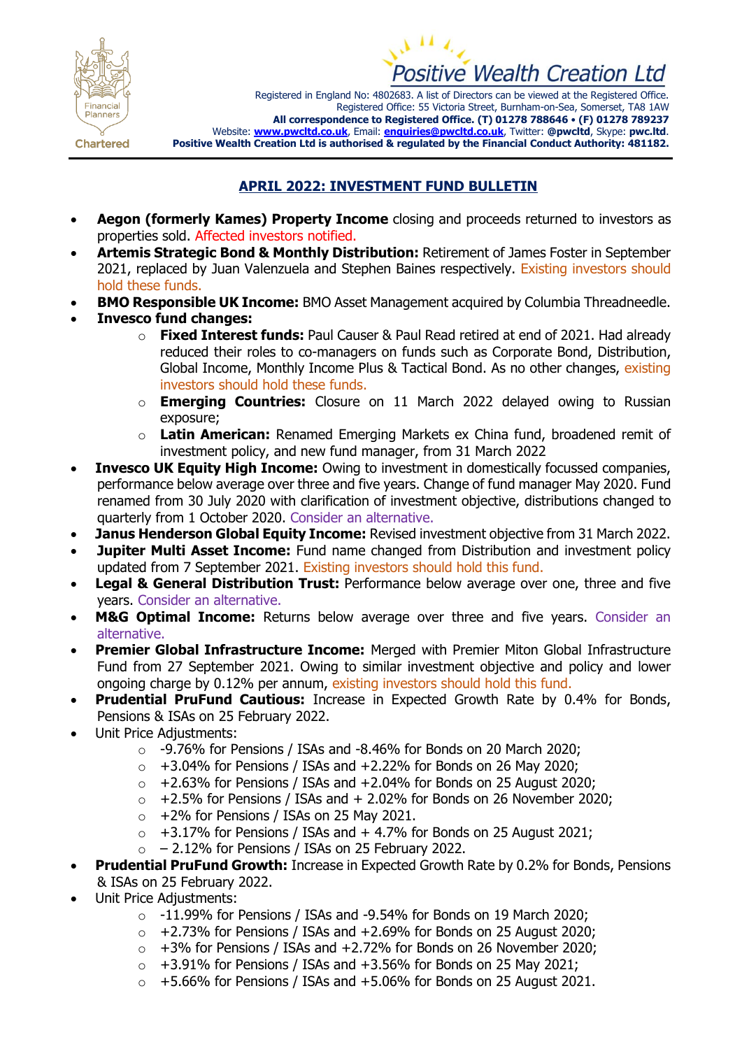Positive Wealth Creation Ltd

Registered in England No: 4802683. A list of Directors can be viewed at the Registered Office.
Registered Office: 55 Victoria Street, Burnham-on-Sea, Somerset, TA8 1AW
**All correspondence to Registered Office. (T) 01278 788646 • (F) 01278 789237**
Website: **www.pwcltd.co.uk**, Email: **enquiries@pwcltd.co.uk**, Twitter: **@pwcltd**, Skype: **pwc.ltd**.
**Positive Wealth Creation Ltd is authorised & regulated by the Financial Conduct Authority: 481182.**

Chartered Financial Planners

## APRIL 2022: INVESTMENT FUND BULLETIN

- **Aegon (formerly Kames) Property Income** closing and proceeds returned to investors as properties sold. Affected investors notified.
- **Artemis Strategic Bond & Monthly Distribution:** Retirement of James Foster in September 2021, replaced by Juan Valenzuela and Stephen Baines respectively. Existing investors should hold these funds.
- **BMO Responsible UK Income:** BMO Asset Management acquired by Columbia Threadneedle.
- **Invesco fund changes:**
  - **Fixed Interest funds:** Paul Causer & Paul Read retired at end of 2021. Had already reduced their roles to co-managers on funds such as Corporate Bond, Distribution, Global Income, Monthly Income Plus & Tactical Bond. As no other changes, existing investors should hold these funds.
  - **Emerging Countries:** Closure on 11 March 2022 delayed owing to Russian exposure;
  - **Latin American:** Renamed Emerging Markets ex China fund, broadened remit of investment policy, and new fund manager, from 31 March 2022
- **Invesco UK Equity High Income:** Owing to investment in domestically focussed companies, performance below average over three and five years. Change of fund manager May 2020. Fund renamed from 30 July 2020 with clarification of investment objective, distributions changed to quarterly from 1 October 2020. Consider an alternative.
- **Janus Henderson Global Equity Income:** Revised investment objective from 31 March 2022.
- **Jupiter Multi Asset Income:** Fund name changed from Distribution and investment policy updated from 7 September 2021. Existing investors should hold this fund.
- **Legal & General Distribution Trust:** Performance below average over one, three and five years. Consider an alternative.
- **M&G Optimal Income:** Returns below average over three and five years. Consider an alternative.
- **Premier Global Infrastructure Income:** Merged with Premier Miton Global Infrastructure Fund from 27 September 2021. Owing to similar investment objective and policy and lower ongoing charge by 0.12% per annum, existing investors should hold this fund.
- **Prudential PruFund Cautious:** Increase in Expected Growth Rate by 0.4% for Bonds, Pensions & ISAs on 25 February 2022.
- Unit Price Adjustments:
  - -9.76% for Pensions / ISAs and -8.46% for Bonds on 20 March 2020;
  - +3.04% for Pensions / ISAs and +2.22% for Bonds on 26 May 2020;
  - +2.63% for Pensions / ISAs and +2.04% for Bonds on 25 August 2020;
  - +2.5% for Pensions / ISAs and + 2.02% for Bonds on 26 November 2020;
  - +2% for Pensions / ISAs on 25 May 2021.
  - +3.17% for Pensions / ISAs and + 4.7% for Bonds on 25 August 2021;
  - – 2.12% for Pensions / ISAs on 25 February 2022.
- **Prudential PruFund Growth:** Increase in Expected Growth Rate by 0.2% for Bonds, Pensions & ISAs on 25 February 2022.
- Unit Price Adjustments:
  - -11.99% for Pensions / ISAs and -9.54% for Bonds on 19 March 2020;
  - +2.73% for Pensions / ISAs and +2.69% for Bonds on 25 August 2020;
  - +3% for Pensions / ISAs and +2.72% for Bonds on 26 November 2020;
  - +3.91% for Pensions / ISAs and +3.56% for Bonds on 25 May 2021;
  - +5.66% for Pensions / ISAs and +5.06% for Bonds on 25 August 2021.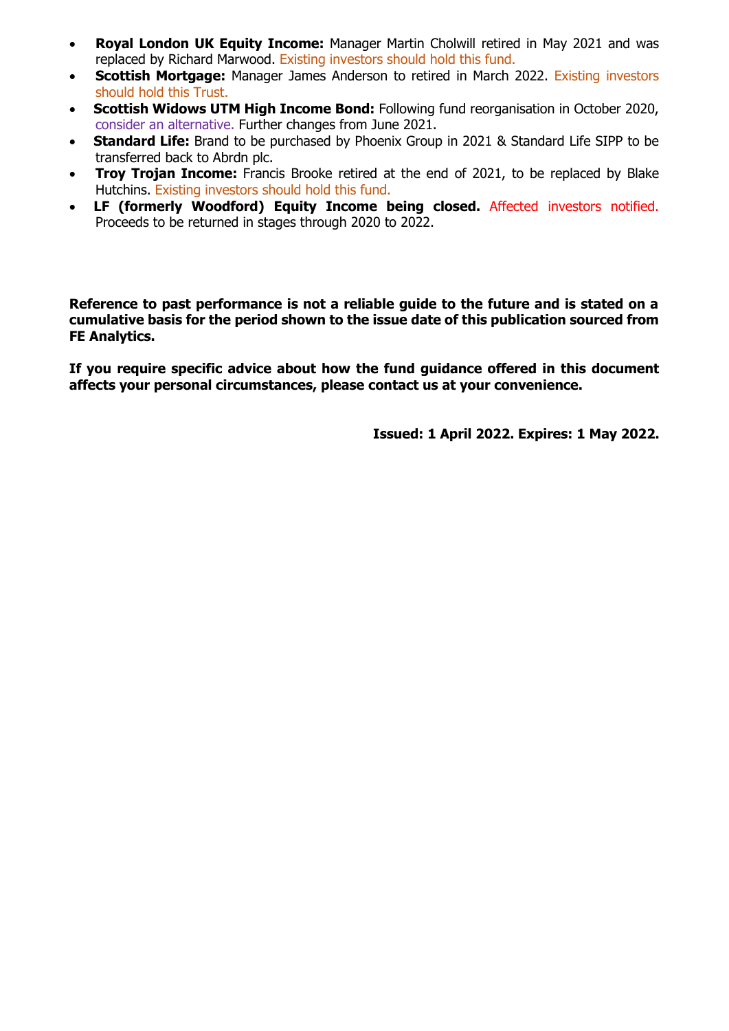- **Royal London UK Equity Income:** Manager Martin Cholwill retired in May 2021 and was replaced by Richard Marwood. Existing investors should hold this fund.
- **Scottish Mortgage:** Manager James Anderson to retired in March 2022. Existing investors should hold this Trust.
- **Scottish Widows UTM High Income Bond:** Following fund reorganisation in October 2020, consider an alternative. Further changes from June 2021.
- **Standard Life:** Brand to be purchased by Phoenix Group in 2021 & Standard Life SIPP to be transferred back to Abrdn plc.
- **Troy Trojan Income:** Francis Brooke retired at the end of 2021, to be replaced by Blake Hutchins. Existing investors should hold this fund.
- **LF (formerly Woodford) Equity Income being closed.** Affected investors notified. Proceeds to be returned in stages through 2020 to 2022.

**Reference to past performance is not a reliable guide to the future and is stated on a cumulative basis for the period shown to the issue date of this publication sourced from FE Analytics.**

**If you require specific advice about how the fund guidance offered in this document affects your personal circumstances, please contact us at your convenience.**

**Issued: 1 April 2022. Expires: 1 May 2022.**